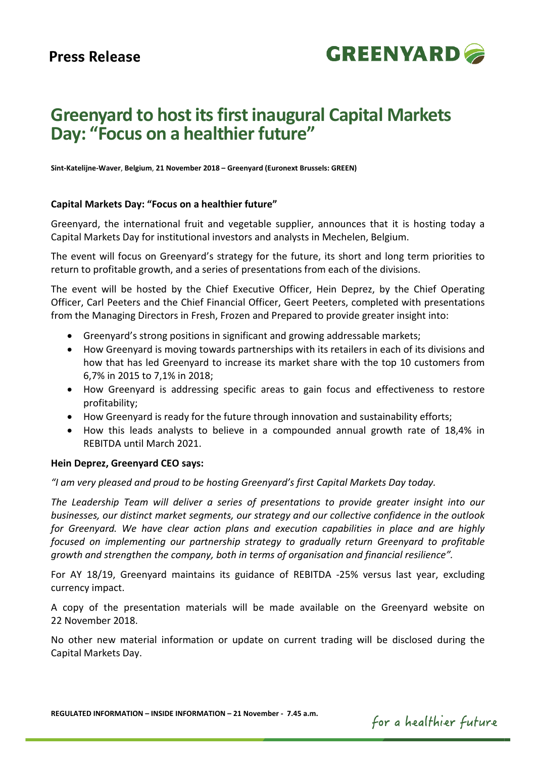**Press Release**

# Greenyard to host its first inaugural Capital Markets Day: "Focus on a healthier future"

**Sint-Katelijne-Waver, Belgium, 21 November 2018 – Greenyard (Euronext Brussels: GREEN)**

**Capital Markets Day: "Focus on a healthier future"**

Greenyard, the international fruit and vegetable supplier, announces that it is hosting today a Capital Markets Day for institutional investors and analysts in Mechelen, Belgium.

The event will focus on Greenyard's strategy for the future, its short and long term priorities to return to profitable growth, and a series of presentations from each of the divisions.

The event will be hosted by the Chief Executive Officer, Hein Deprez, by the Chief Operating Officer, Carl Peeters and the Chief Financial Officer, Geert Peeters, completed with presentations from the Managing Directors in Fresh, Frozen and Prepared to provide greater insight into:

- Greenyard's strong positions in significant and growing addressable markets;
- How Greenyard is moving towards partnerships with its retailers in each of its divisions and how that has led Greenyard to increase its market share with the top 10 customers from 6,7% in 2015 to 7,1% in 2018;
- How Greenyard is addressing specific areas to gain focus and effectiveness to restore profitability;
- How Greenyard is ready for the future through innovation and sustainability efforts;
- How this leads analysts to believe in a compounded annual growth rate of 18,4% in REBITDA until March 2021.

**Hein Deprez, Greenyard CEO says:**

*"I am very pleased and proud to be hosting Greenyard's first Capital Markets Day today.*

*The Leadership Team will deliver a series of presentations to provide greater insight into our businesses, our distinct market segments, our strategy and our collective confidence in the outlook for Greenyard. We have clear action plans and execution capabilities in place and are highly focused on implementing our partnership strategy to gradually return Greenyard to profitable growth and strengthen the company, both in terms of organisation and financial resilience".*

For AY 18/19, Greenyard maintains its guidance of REBITDA -25% versus last year, excluding currency impact.

A copy of the presentation materials will be made available on the Greenyard website on 22 November 2018.

No other new material information or update on current trading will be disclosed during the Capital Markets Day.

**REGULATED INFORMATION – INSIDE INFORMATION – 21 November - 7.45 a.m.**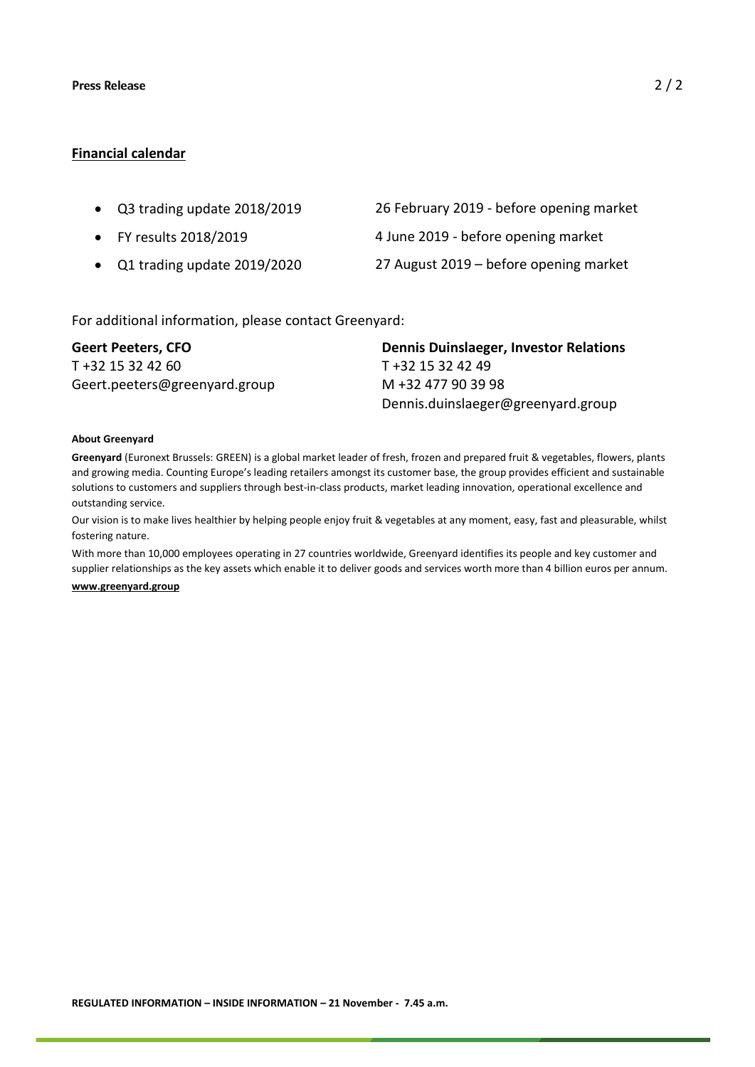## Financial calendar

- Q3 trading update 2018/2019 — 26 February 2019 - before opening market
- FY results 2018/2019 — 4 June 2019 - before opening market
- Q1 trading update 2019/2020 — 27 August 2019 – before opening market

For additional information, please contact Greenyard:

**Geert Peeters, CFO**
T +32 15 32 42 60
Geert.peeters@greenyard.group

**Dennis Duinslaeger, Investor Relations**
T +32 15 32 42 49
M +32 477 90 39 98
Dennis.duinslaeger@greenyard.group

**About Greenyard**

**Greenyard** (Euronext Brussels: GREEN) is a global market leader of fresh, frozen and prepared fruit & vegetables, flowers, plants and growing media. Counting Europe's leading retailers amongst its customer base, the group provides efficient and sustainable solutions to customers and suppliers through best-in-class products, market leading innovation, operational excellence and outstanding service.

Our vision is to make lives healthier by helping people enjoy fruit & vegetables at any moment, easy, fast and pleasurable, whilst fostering nature.

With more than 10,000 employees operating in 27 countries worldwide, Greenyard identifies its people and key customer and supplier relationships as the key assets which enable it to deliver goods and services worth more than 4 billion euros per annum.

**www.greenyard.group**

**REGULATED INFORMATION – INSIDE INFORMATION – 21 November - 7.45 a.m.**